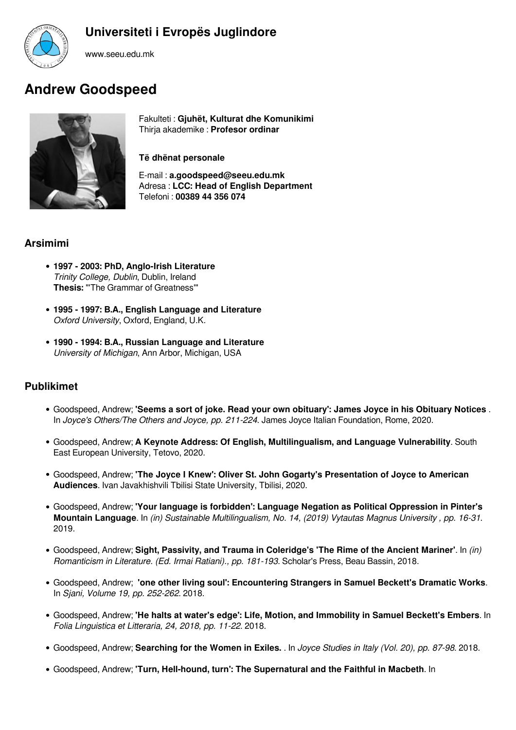# Universiteti i Evropës Juglindore

www.seeu.edu.mk

# Andrew Goodspeed

Fakulteti : **Gjuhët, Kulturat dhe Komunikimi**
Thirja akademike : **Profesor ordinar**

**Të dhënat personale**

E-mail : **a.goodspeed@seeu.edu.mk**
Adresa : **LCC: Head of English Department**
Telefoni : **00389 44 356 074**

## Arsimimi

- **1997 - 2003: PhD, Anglo-Irish Literature**
  *Trinity College, Dublin*, Dublin, Ireland
  **Thesis:** "'The Grammar of Greatness'"
- **1995 - 1997: B.A., English Language and Literature**
  *Oxford University*, Oxford, England, U.K.
- **1990 - 1994: B.A., Russian Language and Literature**
  *University of Michigan*, Ann Arbor, Michigan, USA

## Publikimet

- Goodspeed, Andrew; **'Seems a sort of joke. Read your own obituary': James Joyce in his Obituary Notices** . In *Joyce's Others/The Others and Joyce, pp. 211-224*. James Joyce Italian Foundation, Rome, 2020.
- Goodspeed, Andrew; **A Keynote Address: Of English, Multilingualism, and Language Vulnerability**. South East European University, Tetovo, 2020.
- Goodspeed, Andrew; **'The Joyce I Knew': Oliver St. John Gogarty's Presentation of Joyce to American Audiences**. Ivan Javakhishvili Tbilisi State University, Tbilisi, 2020.
- Goodspeed, Andrew; **'Your language is forbidden': Language Negation as Political Oppression in Pinter's Mountain Language**. In *(in) Sustainable Multilingualism, No. 14, (2019) Vytautas Magnus University , pp. 16-31*. 2019.
- Goodspeed, Andrew; **Sight, Passivity, and Trauma in Coleridge's 'The Rime of the Ancient Mariner'**. In *(in) Romanticism in Literature. (Ed. Irmai Ratiani)., pp. 181-193*. Scholar's Press, Beau Bassin, 2018.
- Goodspeed, Andrew; **'one other living soul': Encountering Strangers in Samuel Beckett's Dramatic Works**. In *Sjani, Volume 19, pp. 252-262*. 2018.
- Goodspeed, Andrew; **'He halts at water's edge': Life, Motion, and Immobility in Samuel Beckett's Embers**. In *Folia Linguistica et Litteraria, 24, 2018, pp. 11-22*. 2018.
- Goodspeed, Andrew; **Searching for the Women in Exiles.** . In *Joyce Studies in Italy (Vol. 20), pp. 87-98*. 2018.
- Goodspeed, Andrew; **'Turn, Hell-hound, turn': The Supernatural and the Faithful in Macbeth**. In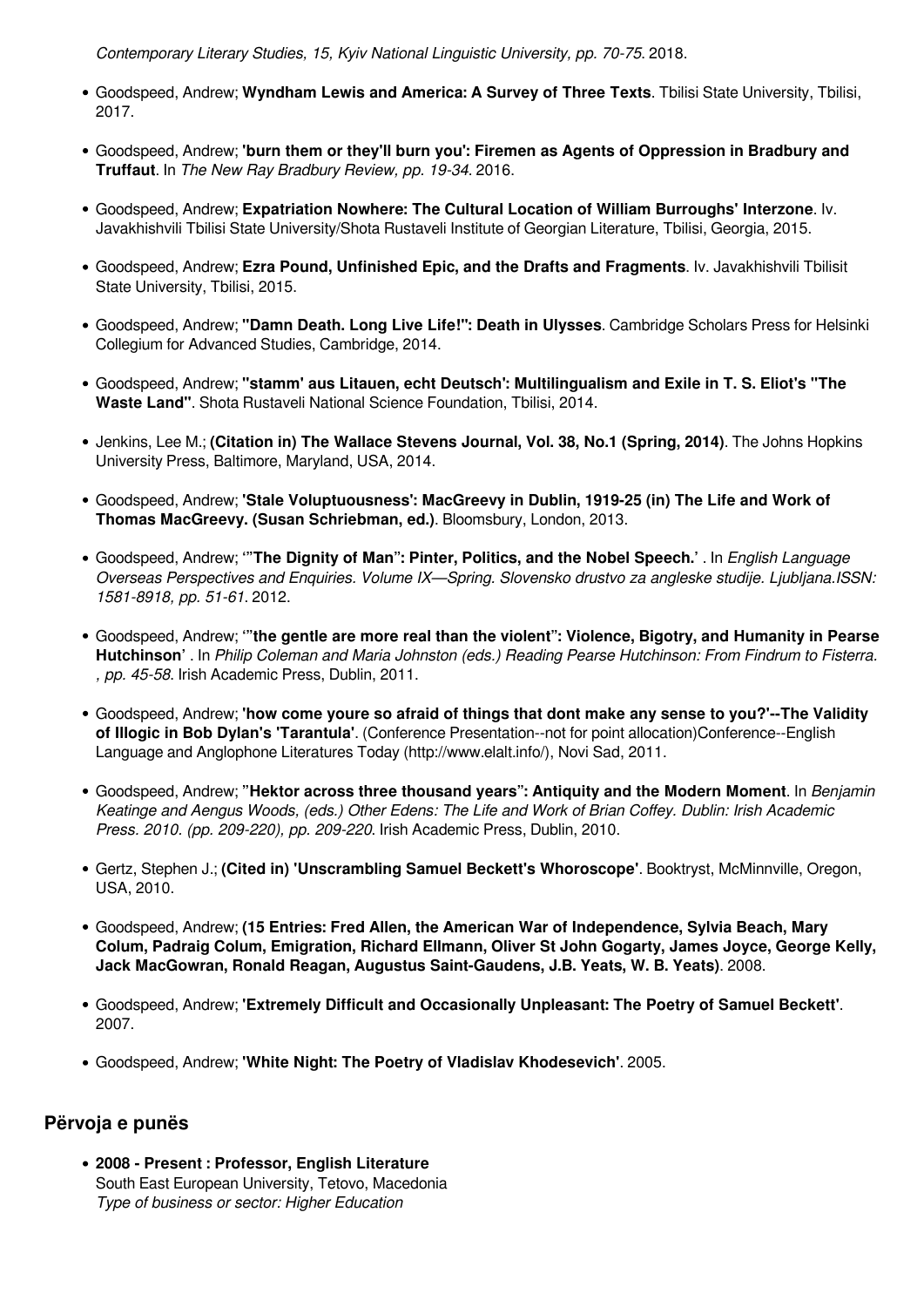*Contemporary Literary Studies, 15, Kyiv National Linguistic University, pp. 70-75.* 2018.

- Goodspeed, Andrew; **Wyndham Lewis and America: A Survey of Three Texts**. Tbilisi State University, Tbilisi, 2017.
- Goodspeed, Andrew; **'burn them or they'll burn you': Firemen as Agents of Oppression in Bradbury and Truffaut**. In *The New Ray Bradbury Review, pp. 19-34.* 2016.
- Goodspeed, Andrew; **Expatriation Nowhere: The Cultural Location of William Burroughs' Interzone**. Iv. Javakhishvili Tbilisi State University/Shota Rustaveli Institute of Georgian Literature, Tbilisi, Georgia, 2015.
- Goodspeed, Andrew; **Ezra Pound, Unfinished Epic, and the Drafts and Fragments**. Iv. Javakhishvili Tbilisit State University, Tbilisi, 2015.
- Goodspeed, Andrew; **"Damn Death. Long Live Life!": Death in Ulysses**. Cambridge Scholars Press for Helsinki Collegium for Advanced Studies, Cambridge, 2014.
- Goodspeed, Andrew; **"stamm' aus Litauen, echt Deutsch': Multilingualism and Exile in T. S. Eliot's "The Waste Land"**. Shota Rustaveli National Science Foundation, Tbilisi, 2014.
- Jenkins, Lee M.; **(Citation in) The Wallace Stevens Journal, Vol. 38, No.1 (Spring, 2014)**. The Johns Hopkins University Press, Baltimore, Maryland, USA, 2014.
- Goodspeed, Andrew; **'Stale Voluptuousness': MacGreevy in Dublin, 1919-25 (in) The Life and Work of Thomas MacGreevy. (Susan Schriebman, ed.)**. Bloomsbury, London, 2013.
- Goodspeed, Andrew; **'"The Dignity of Man": Pinter, Politics, and the Nobel Speech.'** . In *English Language Overseas Perspectives and Enquiries. Volume IX—Spring. Slovensko drustvo za angleske studije. Ljubljana.ISSN: 1581-8918, pp. 51-61.* 2012.
- Goodspeed, Andrew; **'"the gentle are more real than the violent": Violence, Bigotry, and Humanity in Pearse Hutchinson'** . In *Philip Coleman and Maria Johnston (eds.) Reading Pearse Hutchinson: From Findrum to Fisterra. , pp. 45-58.* Irish Academic Press, Dublin, 2011.
- Goodspeed, Andrew; **'how come youre so afraid of things that dont make any sense to you?'--The Validity of Illogic in Bob Dylan's 'Tarantula'**. (Conference Presentation--not for point allocation)Conference--English Language and Anglophone Literatures Today (http://www.elalt.info/), Novi Sad, 2011.
- Goodspeed, Andrew; **"Hektor across three thousand years": Antiquity and the Modern Moment**. In *Benjamin Keatinge and Aengus Woods, (eds.) Other Edens: The Life and Work of Brian Coffey. Dublin: Irish Academic Press. 2010. (pp. 209-220), pp. 209-220.* Irish Academic Press, Dublin, 2010.
- Gertz, Stephen J.; **(Cited in) 'Unscrambling Samuel Beckett's Whoroscope'**. Booktryst, McMinnville, Oregon, USA, 2010.
- Goodspeed, Andrew; **(15 Entries: Fred Allen, the American War of Independence, Sylvia Beach, Mary Colum, Padraig Colum, Emigration, Richard Ellmann, Oliver St John Gogarty, James Joyce, George Kelly, Jack MacGowran, Ronald Reagan, Augustus Saint-Gaudens, J.B. Yeats, W. B. Yeats)**. 2008.
- Goodspeed, Andrew; **'Extremely Difficult and Occasionally Unpleasant: The Poetry of Samuel Beckett'**. 2007.
- Goodspeed, Andrew; **'White Night: The Poetry of Vladislav Khodesevich'**. 2005.

## Përvoja e punës

- **2008 - Present : Professor, English Literature**
  South East European University, Tetovo, Macedonia
  *Type of business or sector: Higher Education*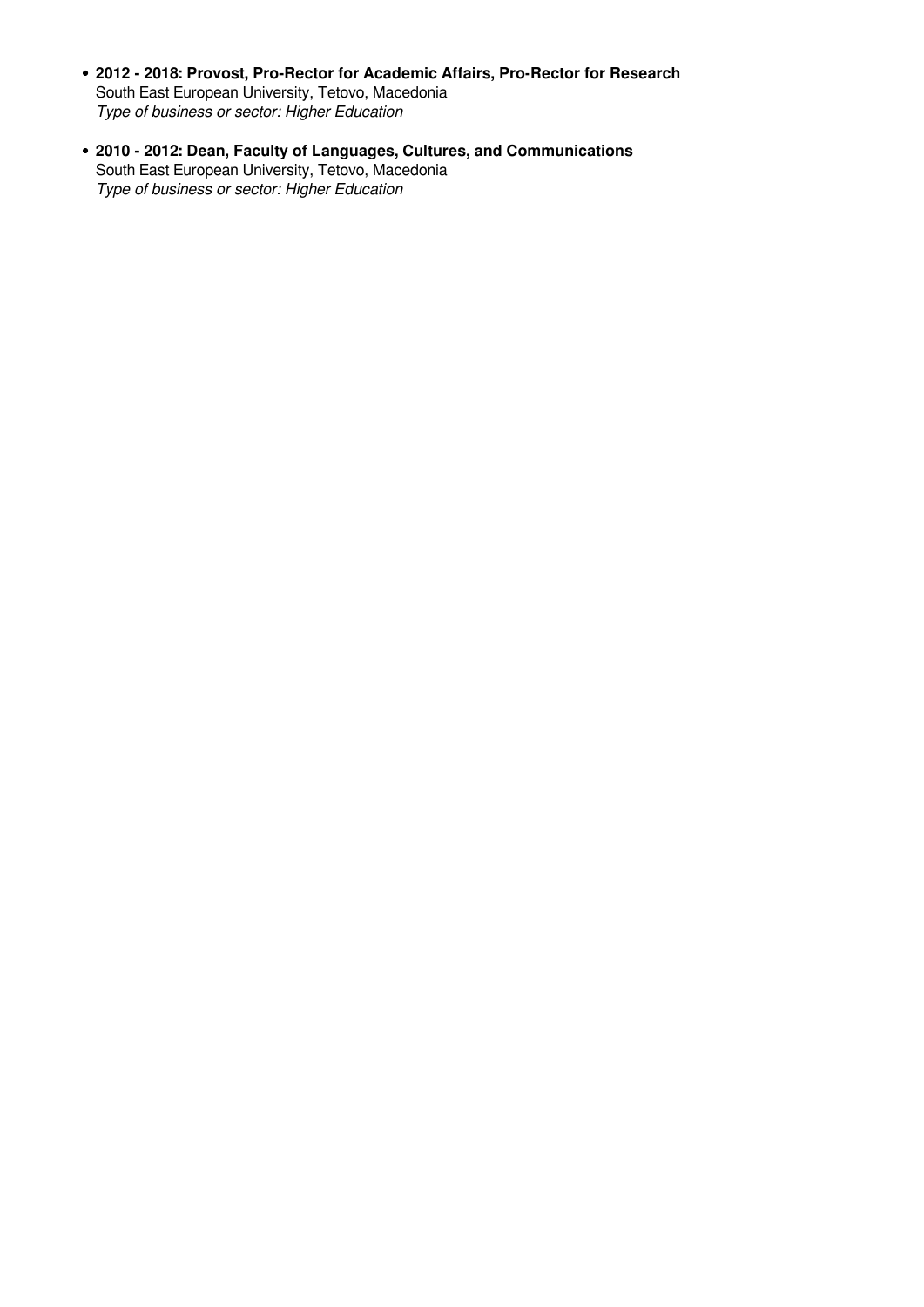- **2012 - 2018: Provost, Pro-Rector for Academic Affairs, Pro-Rector for Research**
  South East European University, Tetovo, Macedonia
  *Type of business or sector: Higher Education*

- **2010 - 2012: Dean, Faculty of Languages, Cultures, and Communications**
  South East European University, Tetovo, Macedonia
  *Type of business or sector: Higher Education*